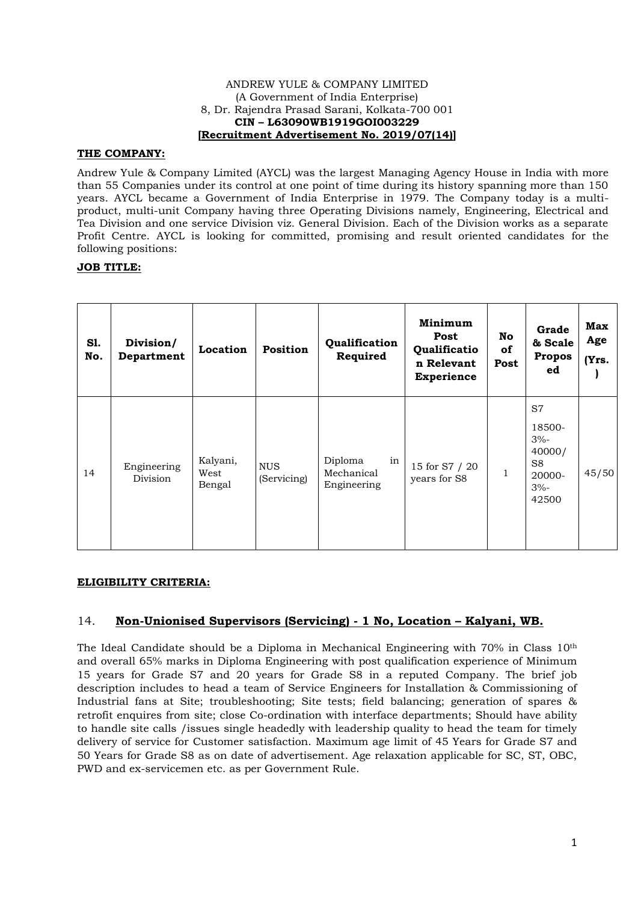ANDREW YULE & COMPANY LIMITED
(A Government of India Enterprise)
8, Dr. Rajendra Prasad Sarani, Kolkata-700 001
**CIN – L63090WB1919GOI003229**
**[Recruitment Advertisement No. 2019/07(14)]**

**THE COMPANY:**

Andrew Yule & Company Limited (AYCL) was the largest Managing Agency House in India with more than 55 Companies under its control at one point of time during its history spanning more than 150 years. AYCL became a Government of India Enterprise in 1979. The Company today is a multi-product, multi-unit Company having three Operating Divisions namely, Engineering, Electrical and Tea Division and one service Division viz. General Division. Each of the Division works as a separate Profit Centre. AYCL is looking for committed, promising and result oriented candidates for the following positions:

**JOB TITLE:**

| Sl. No. | Division/ Department | Location | Position | Qualification Required | Minimum Post Qualification Relevant Experience | No of Post | Grade & Scale Proposed | Max Age (Yrs.) |
|---|---|---|---|---|---|---|---|---|
| 14 | Engineering Division | Kalyani, West Bengal | NUS (Servicing) | Diploma in Mechanical Engineering | 15 for S7 / 20 years for S8 | 1 | S7 18500-3%-40000/ S8 20000-3%-42500 | 45/50 |

**ELIGIBILITY CRITERIA:**

14. **Non-Unionised Supervisors (Servicing) - 1 No, Location – Kalyani, WB.**

The Ideal Candidate should be a Diploma in Mechanical Engineering with 70% in Class 10th and overall 65% marks in Diploma Engineering with post qualification experience of Minimum 15 years for Grade S7 and 20 years for Grade S8 in a reputed Company. The brief job description includes to head a team of Service Engineers for Installation & Commissioning of Industrial fans at Site; troubleshooting; Site tests; field balancing; generation of spares & retrofit enquires from site; close Co-ordination with interface departments; Should have ability to handle site calls /issues single headedly with leadership quality to head the team for timely delivery of service for Customer satisfaction. Maximum age limit of 45 Years for Grade S7 and 50 Years for Grade S8 as on date of advertisement. Age relaxation applicable for SC, ST, OBC, PWD and ex-servicemen etc. as per Government Rule.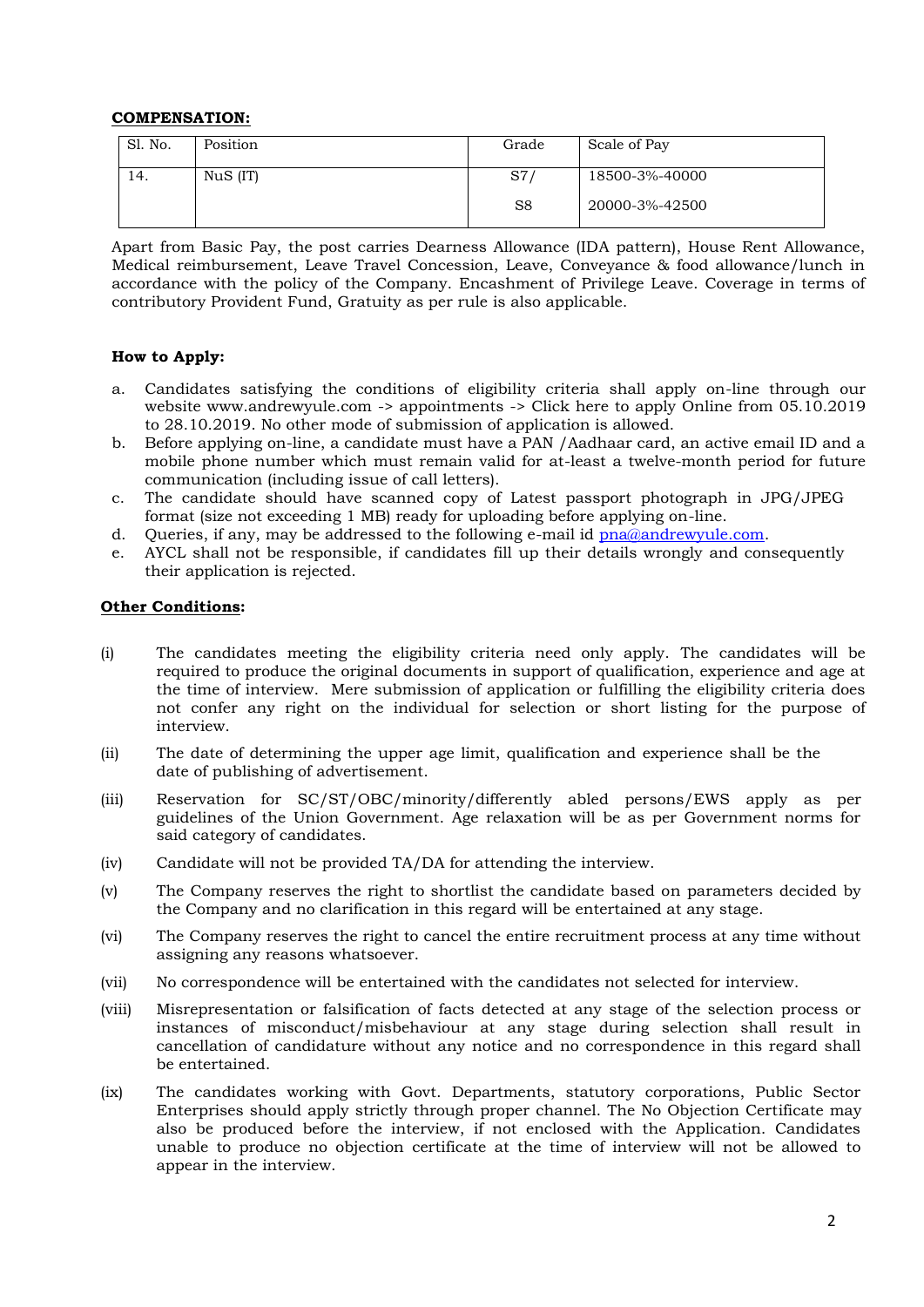**COMPENSATION:**

| Sl. No. | Position | Grade | Scale of Pay |
|---|---|---|---|
| 14. | NuS (IT) | S7/<br>S8 | 18500-3%-40000<br>20000-3%-42500 |

Apart from Basic Pay, the post carries Dearness Allowance (IDA pattern), House Rent Allowance, Medical reimbursement, Leave Travel Concession, Leave, Conveyance & food allowance/lunch in accordance with the policy of the Company. Encashment of Privilege Leave. Coverage in terms of contributory Provident Fund, Gratuity as per rule is also applicable.

**How to Apply:**

a. Candidates satisfying the conditions of eligibility criteria shall apply on-line through our website www.andrewyule.com -> appointments -> Click here to apply Online from 05.10.2019 to 28.10.2019. No other mode of submission of application is allowed.

b. Before applying on-line, a candidate must have a PAN /Aadhaar card, an active email ID and a mobile phone number which must remain valid for at-least a twelve-month period for future communication (including issue of call letters).

c. The candidate should have scanned copy of Latest passport photograph in JPG/JPEG format (size not exceeding 1 MB) ready for uploading before applying on-line.

d. Queries, if any, may be addressed to the following e-mail id pna@andrewyule.com.

e. AYCL shall not be responsible, if candidates fill up their details wrongly and consequently their application is rejected.

**Other Conditions:**

(i) The candidates meeting the eligibility criteria need only apply. The candidates will be required to produce the original documents in support of qualification, experience and age at the time of interview. Mere submission of application or fulfilling the eligibility criteria does not confer any right on the individual for selection or short listing for the purpose of interview.

(ii) The date of determining the upper age limit, qualification and experience shall be the date of publishing of advertisement.

(iii) Reservation for SC/ST/OBC/minority/differently abled persons/EWS apply as per guidelines of the Union Government. Age relaxation will be as per Government norms for said category of candidates.

(iv) Candidate will not be provided TA/DA for attending the interview.

(v) The Company reserves the right to shortlist the candidate based on parameters decided by the Company and no clarification in this regard will be entertained at any stage.

(vi) The Company reserves the right to cancel the entire recruitment process at any time without assigning any reasons whatsoever.

(vii) No correspondence will be entertained with the candidates not selected for interview.

(viii) Misrepresentation or falsification of facts detected at any stage of the selection process or instances of misconduct/misbehaviour at any stage during selection shall result in cancellation of candidature without any notice and no correspondence in this regard shall be entertained.

(ix) The candidates working with Govt. Departments, statutory corporations, Public Sector Enterprises should apply strictly through proper channel. The No Objection Certificate may also be produced before the interview, if not enclosed with the Application. Candidates unable to produce no objection certificate at the time of interview will not be allowed to appear in the interview.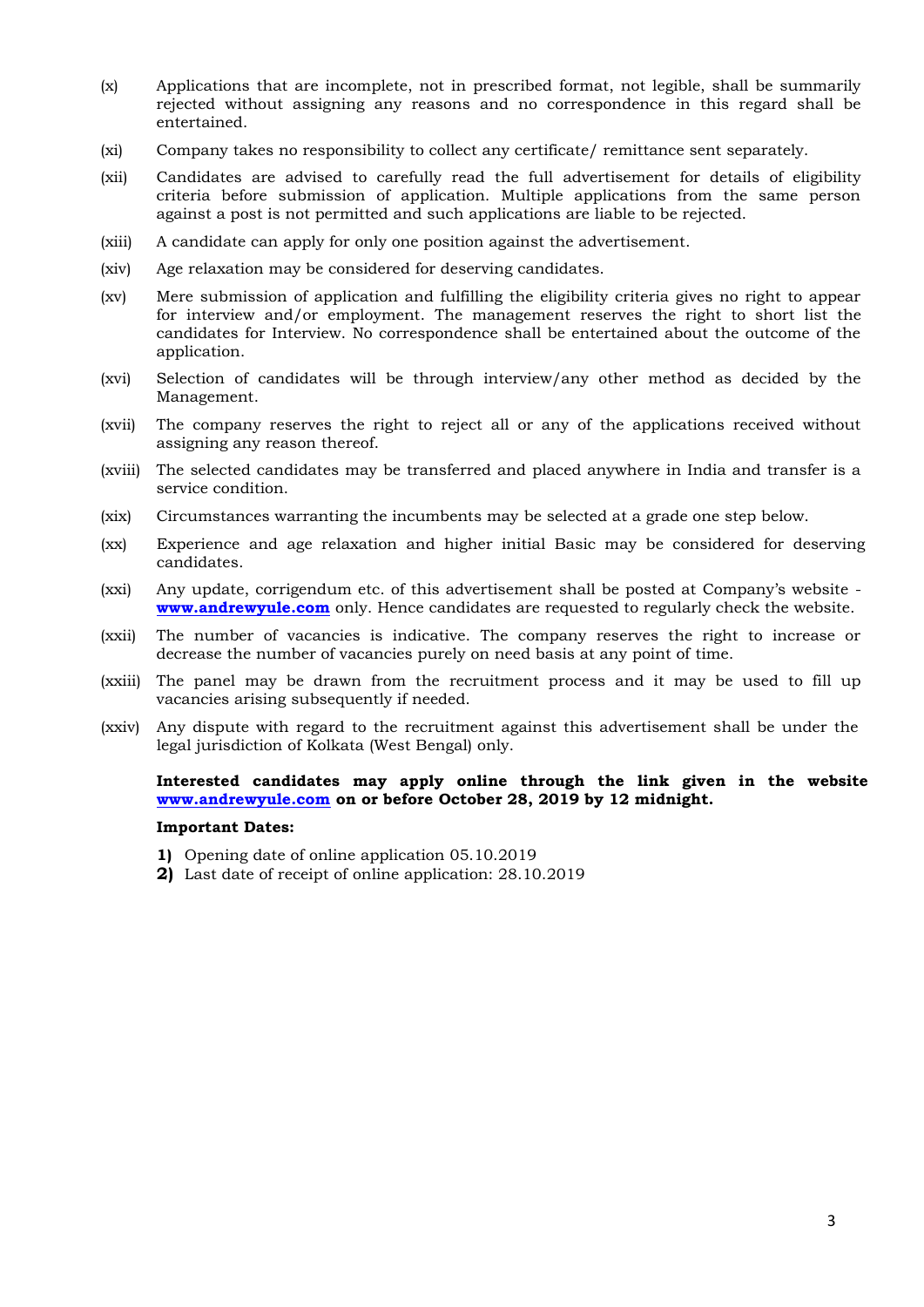(x) Applications that are incomplete, not in prescribed format, not legible, shall be summarily rejected without assigning any reasons and no correspondence in this regard shall be entertained.

(xi) Company takes no responsibility to collect any certificate/ remittance sent separately.

(xii) Candidates are advised to carefully read the full advertisement for details of eligibility criteria before submission of application. Multiple applications from the same person against a post is not permitted and such applications are liable to be rejected.

(xiii) A candidate can apply for only one position against the advertisement.

(xiv) Age relaxation may be considered for deserving candidates.

(xv) Mere submission of application and fulfilling the eligibility criteria gives no right to appear for interview and/or employment. The management reserves the right to short list the candidates for Interview. No correspondence shall be entertained about the outcome of the application.

(xvi) Selection of candidates will be through interview/any other method as decided by the Management.

(xvii) The company reserves the right to reject all or any of the applications received without assigning any reason thereof.

(xviii) The selected candidates may be transferred and placed anywhere in India and transfer is a service condition.

(xix) Circumstances warranting the incumbents may be selected at a grade one step below.

(xx) Experience and age relaxation and higher initial Basic may be considered for deserving candidates.

(xxi) Any update, corrigendum etc. of this advertisement shall be posted at Company's website - **www.andrewyule.com** only. Hence candidates are requested to regularly check the website.

(xxii) The number of vacancies is indicative. The company reserves the right to increase or decrease the number of vacancies purely on need basis at any point of time.

(xxiii) The panel may be drawn from the recruitment process and it may be used to fill up vacancies arising subsequently if needed.

(xxiv) Any dispute with regard to the recruitment against this advertisement shall be under the legal jurisdiction of Kolkata (West Bengal) only.

**Interested candidates may apply online through the link given in the website www.andrewyule.com on or before October 28, 2019 by 12 midnight.**

**Important Dates:**

1) Opening date of online application 05.10.2019
2) Last date of receipt of online application: 28.10.2019